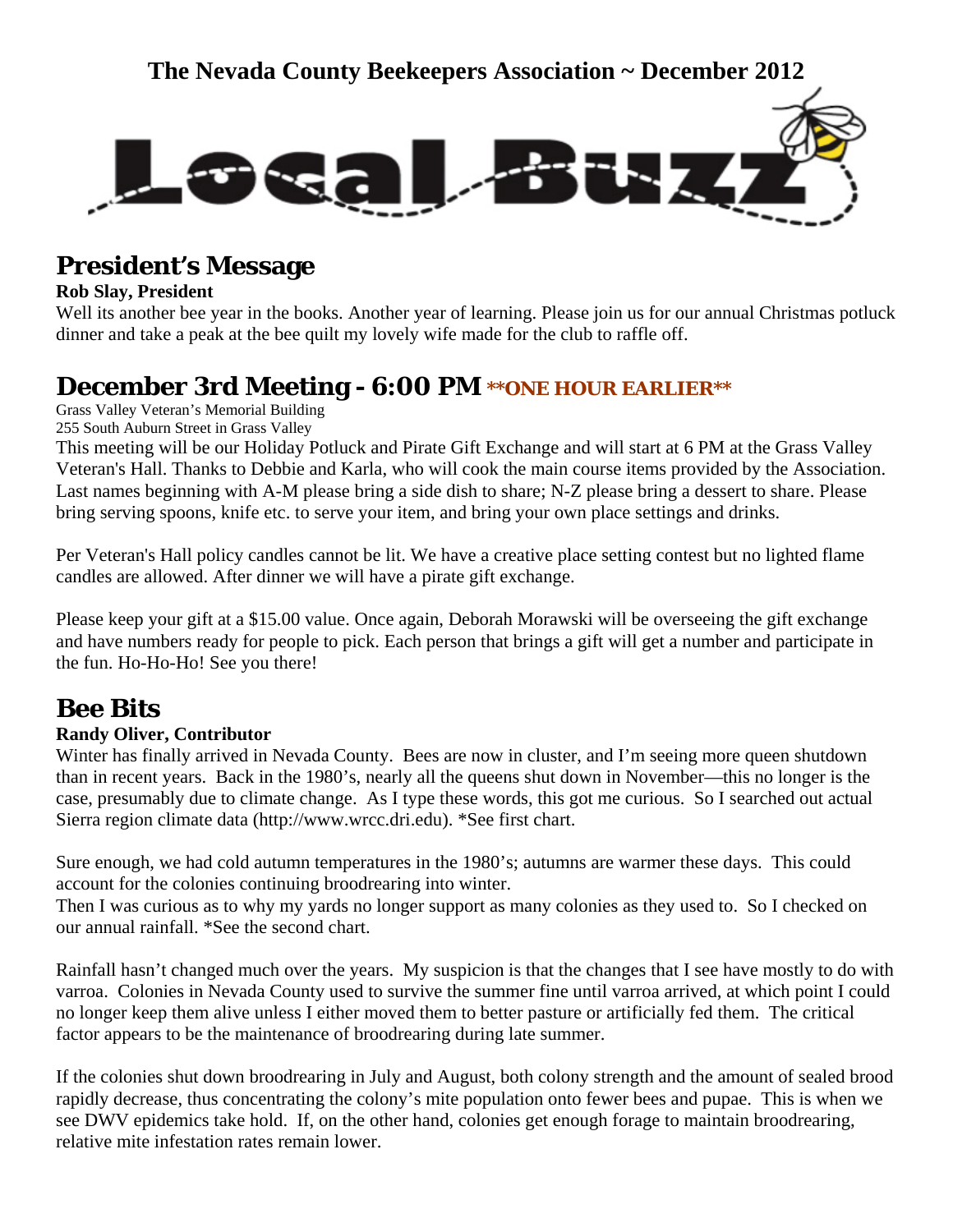# The Nevada County Beekeepers Association ~ December 2012

# Local Buzz

## President's Message

**Rob Slay, President**

Well its another bee year in the books. Another year of learning. Please join us for our annual Christmas potluck dinner and take a peak at the bee quilt my lovely wife made for the club to raffle off.

## December 3rd Meeting - 6:00 PM **ONE HOUR EARLIER**

Grass Valley Veteran's Memorial Building
255 South Auburn Street in Grass Valley

This meeting will be our Holiday Potluck and Pirate Gift Exchange and will start at 6 PM at the Grass Valley Veteran's Hall. Thanks to Debbie and Karla, who will cook the main course items provided by the Association. Last names beginning with A-M please bring a side dish to share; N-Z please bring a dessert to share. Please bring serving spoons, knife etc. to serve your item, and bring your own place settings and drinks.

Per Veteran's Hall policy candles cannot be lit. We have a creative place setting contest but no lighted flame candles are allowed. After dinner we will have a pirate gift exchange.

Please keep your gift at a $15.00 value. Once again, Deborah Morawski will be overseeing the gift exchange and have numbers ready for people to pick. Each person that brings a gift will get a number and participate in the fun. Ho-Ho-Ho! See you there!

## Bee Bits

**Randy Oliver, Contributor**

Winter has finally arrived in Nevada County. Bees are now in cluster, and I'm seeing more queen shutdown than in recent years. Back in the 1980's, nearly all the queens shut down in November—this no longer is the case, presumably due to climate change. As I type these words, this got me curious. So I searched out actual Sierra region climate data (http://www.wrcc.dri.edu). *See first chart.

Sure enough, we had cold autumn temperatures in the 1980's; autumns are warmer these days. This could account for the colonies continuing broodrearing into winter.
Then I was curious as to why my yards no longer support as many colonies as they used to. So I checked on our annual rainfall. *See the second chart.

Rainfall hasn't changed much over the years. My suspicion is that the changes that I see have mostly to do with varroa. Colonies in Nevada County used to survive the summer fine until varroa arrived, at which point I could no longer keep them alive unless I either moved them to better pasture or artificially fed them. The critical factor appears to be the maintenance of broodrearing during late summer.

If the colonies shut down broodrearing in July and August, both colony strength and the amount of sealed brood rapidly decrease, thus concentrating the colony's mite population onto fewer bees and pupae. This is when we see DWV epidemics take hold. If, on the other hand, colonies get enough forage to maintain broodrearing, relative mite infestation rates remain lower.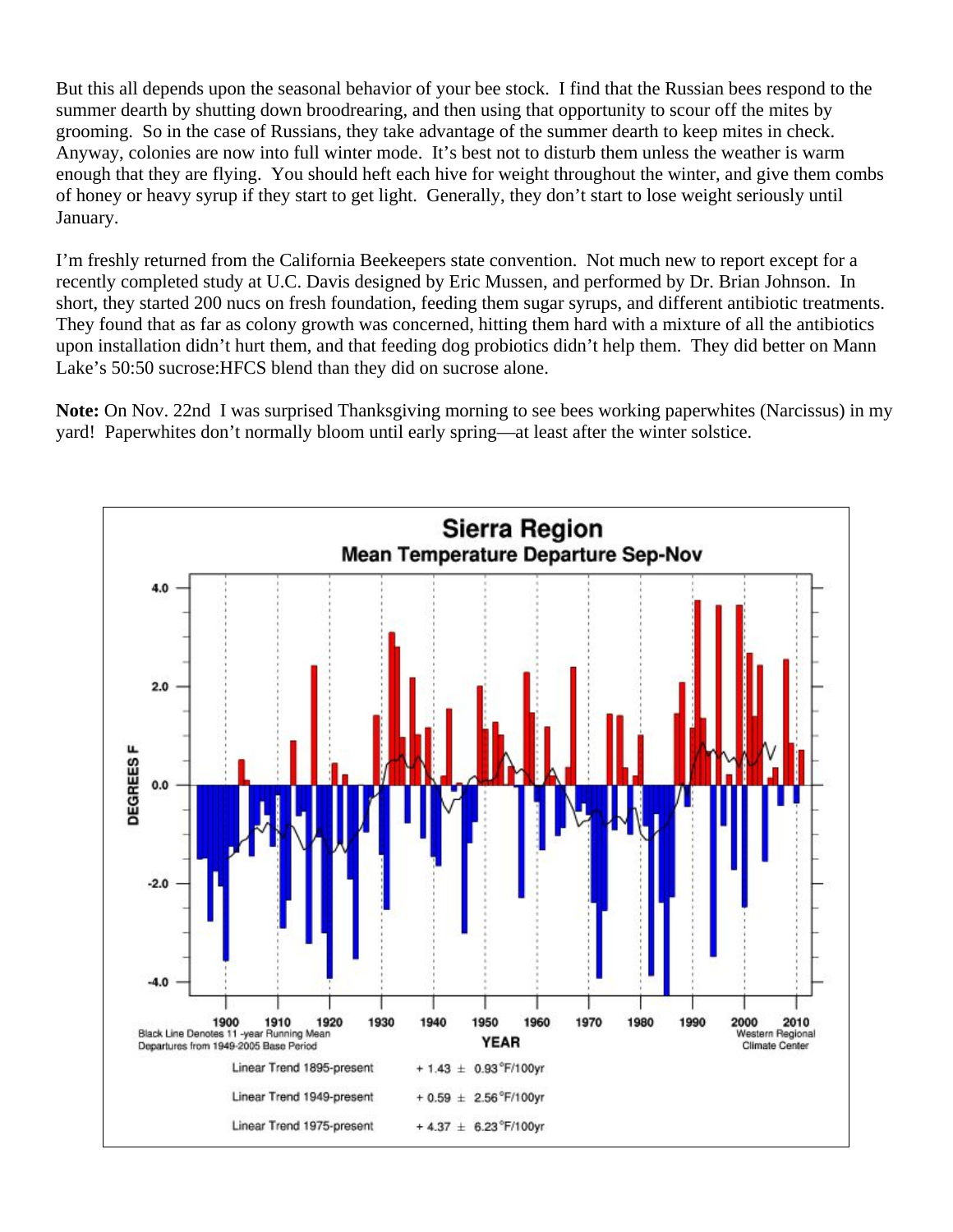But this all depends upon the seasonal behavior of your bee stock. I find that the Russian bees respond to the summer dearth by shutting down broodrearing, and then using that opportunity to scour off the mites by grooming. So in the case of Russians, they take advantage of the summer dearth to keep mites in check. Anyway, colonies are now into full winter mode. It's best not to disturb them unless the weather is warm enough that they are flying. You should heft each hive for weight throughout the winter, and give them combs of honey or heavy syrup if they start to get light. Generally, they don't start to lose weight seriously until January.

I'm freshly returned from the California Beekeepers state convention. Not much new to report except for a recently completed study at U.C. Davis designed by Eric Mussen, and performed by Dr. Brian Johnson. In short, they started 200 nucs on fresh foundation, feeding them sugar syrups, and different antibiotic treatments. They found that as far as colony growth was concerned, hitting them hard with a mixture of all the antibiotics upon installation didn't hurt them, and that feeding dog probiotics didn't help them. They did better on Mann Lake's 50:50 sucrose:HFCS blend than they did on sucrose alone.

**Note:** On Nov. 22nd I was surprised Thanksgiving morning to see bees working paperwhites (Narcissus) in my yard! Paperwhites don't normally bloom until early spring—at least after the winter solstice.

**Sierra Region**
**Mean Temperature Departure Sep-Nov**

Black Line Denotes 11-year Running Mean
Departures from 1949-2005 Base Period

Western Regional Climate Center

| | |
|---|---|
| Linear Trend 1895-present | + 1.43 ± 0.93°F/100yr |
| Linear Trend 1949-present | + 0.59 ± 2.56°F/100yr |
| Linear Trend 1975-present | + 4.37 ± 6.23°F/100yr |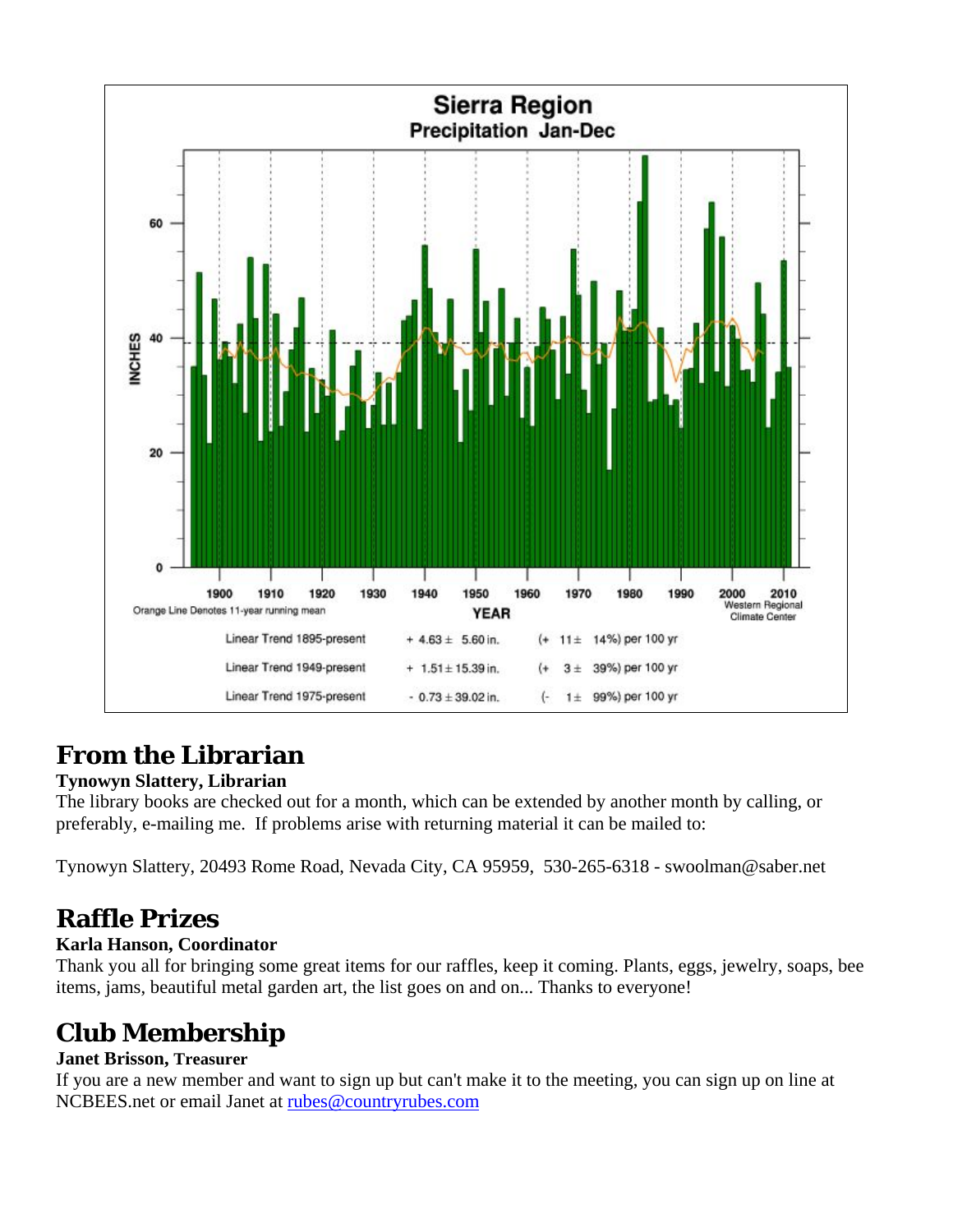**Sierra Region**
**Precipitation Jan-Dec**

Orange Line Denotes 11-year running mean

Western Regional Climate Center

| | | |
|---|---|---|
| Linear Trend 1895-present | + 4.63 ± 5.60 in. | (+ 11 ± 14%) per 100 yr |
| Linear Trend 1949-present | + 1.51 ± 15.39 in. | (+ 3 ± 39%) per 100 yr |
| Linear Trend 1975-present | - 0.73 ± 39.02 in. | (- 1 ± 99%) per 100 yr |

## From the Librarian

**Tynowyn Slattery, Librarian**

The library books are checked out for a month, which can be extended by another month by calling, or preferably, e-mailing me. If problems arise with returning material it can be mailed to:

Tynowyn Slattery, 20493 Rome Road, Nevada City, CA 95959, 530-265-6318 - swoolman@saber.net

## Raffle Prizes

**Karla Hanson, Coordinator**

Thank you all for bringing some great items for our raffles, keep it coming. Plants, eggs, jewelry, soaps, bee items, jams, beautiful metal garden art, the list goes on and on... Thanks to everyone!

## Club Membership

**Janet Brisson, Treasurer**

If you are a new member and want to sign up but can't make it to the meeting, you can sign up on line at NCBEES.net or email Janet at rubes@countryrubes.com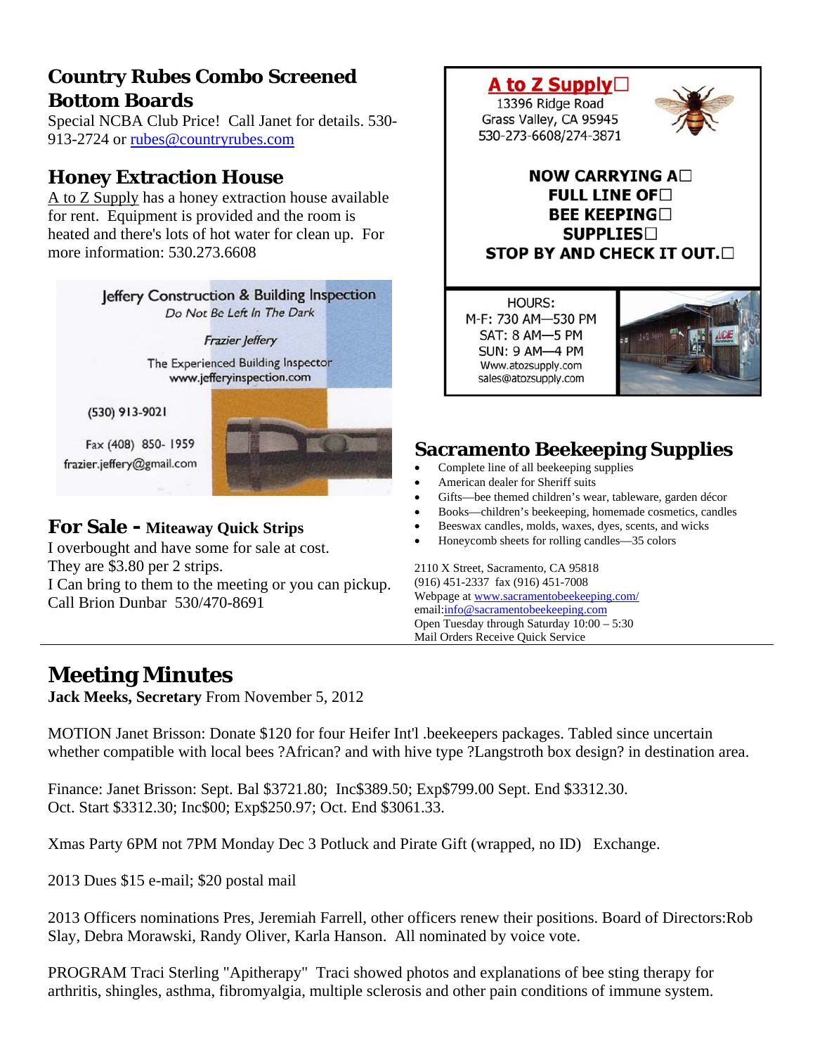## Country Rubes Combo Screened Bottom Boards

Special NCBA Club Price! Call Janet for details. 530-913-2724 or rubes@countryrubes.com

## Honey Extraction House

A to Z Supply has a honey extraction house available for rent. Equipment is provided and the room is heated and there's lots of hot water for clean up. For more information: 530.273.6608

Jeffery Construction & Building Inspection
*Do Not Be Left In The Dark*

*Frazier Jeffery*

The Experienced Building Inspector
www.jefferyinspection.com

(530) 913-9021

Fax (408) 850- 1959
frazier.jeffery@gmail.com

## For Sale - Miteaway Quick Strips

I overbought and have some for sale at cost.
They are $3.80 per 2 strips.
I Can bring to them to the meeting or you can pickup.
Call Brion Dunbar 530/470-8691

**A to Z Supply**
13396 Ridge Road
Grass Valley, CA 95945
530-273-6608/274-3871

**NOW CARRYING A FULL LINE OF BEE KEEPING SUPPLIES**
**STOP BY AND CHECK IT OUT.**

HOURS:
M-F: 730 AM—530 PM
SAT: 8 AM—5 PM
SUN: 9 AM—4 PM
Www.atozsupply.com
sales@atozsupply.com

## Sacramento Beekeeping Supplies

- Complete line of all beekeeping supplies
- American dealer for Sheriff suits
- Gifts—bee themed children's wear, tableware, garden décor
- Books—children's beekeeping, homemade cosmetics, candles
- Beeswax candles, molds, waxes, dyes, scents, and wicks
- Honeycomb sheets for rolling candles—35 colors

2110 X Street, Sacramento, CA 95818
(916) 451-2337 fax (916) 451-7008
Webpage at www.sacramentobeekeeping.com/
email:info@sacramentobeekeeping.com
Open Tuesday through Saturday 10:00 – 5:30
Mail Orders Receive Quick Service

---

# Meeting Minutes

**Jack Meeks, Secretary** From November 5, 2012

MOTION Janet Brisson: Donate $120 for four Heifer Int'l .beekeepers packages. Tabled since uncertain whether compatible with local bees ?African? and with hive type ?Langstroth box design? in destination area.

Finance: Janet Brisson: Sept. Bal $3721.80; Inc$389.50; Exp$799.00 Sept. End $3312.30.
Oct. Start $3312.30; Inc$00; Exp$250.97; Oct. End $3061.33.

Xmas Party 6PM not 7PM Monday Dec 3 Potluck and Pirate Gift (wrapped, no ID) Exchange.

2013 Dues $15 e-mail; $20 postal mail

2013 Officers nominations Pres, Jeremiah Farrell, other officers renew their positions. Board of Directors:Rob Slay, Debra Morawski, Randy Oliver, Karla Hanson. All nominated by voice vote.

PROGRAM Traci Sterling "Apitherapy" Traci showed photos and explanations of bee sting therapy for arthritis, shingles, asthma, fibromyalgia, multiple sclerosis and other pain conditions of immune system.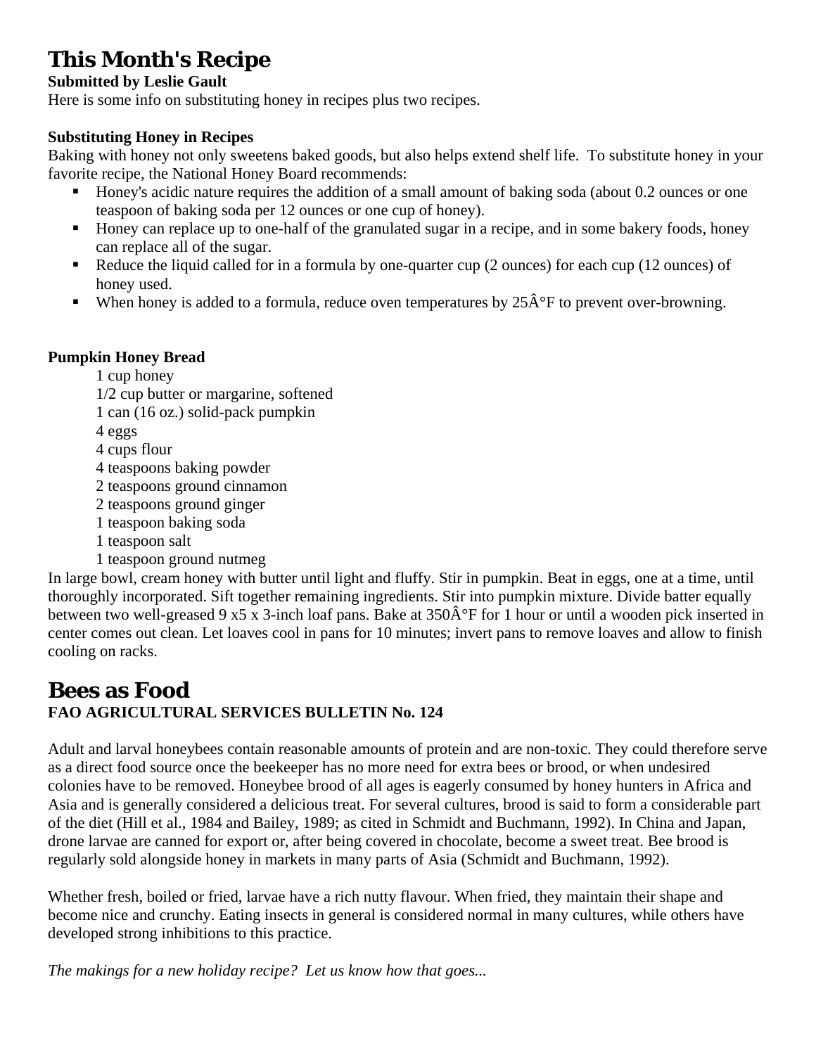# This Month's Recipe

**Submitted by Leslie Gault**

Here is some info on substituting honey in recipes plus two recipes.

**Substituting Honey in Recipes**

Baking with honey not only sweetens baked goods, but also helps extend shelf life. To substitute honey in your favorite recipe, the National Honey Board recommends:

- Honey's acidic nature requires the addition of a small amount of baking soda (about 0.2 ounces or one teaspoon of baking soda per 12 ounces or one cup of honey).
- Honey can replace up to one-half of the granulated sugar in a recipe, and in some bakery foods, honey can replace all of the sugar.
- Reduce the liquid called for in a formula by one-quarter cup (2 ounces) for each cup (12 ounces) of honey used.
- When honey is added to a formula, reduce oven temperatures by 25Â°F to prevent over-browning.

**Pumpkin Honey Bread**

1 cup honey
1/2 cup butter or margarine, softened
1 can (16 oz.) solid-pack pumpkin
4 eggs
4 cups flour
4 teaspoons baking powder
2 teaspoons ground cinnamon
2 teaspoons ground ginger
1 teaspoon baking soda
1 teaspoon salt
1 teaspoon ground nutmeg

In large bowl, cream honey with butter until light and fluffy. Stir in pumpkin. Beat in eggs, one at a time, until thoroughly incorporated. Sift together remaining ingredients. Stir into pumpkin mixture. Divide batter equally between two well-greased 9 x5 x 3-inch loaf pans. Bake at 350Â°F for 1 hour or until a wooden pick inserted in center comes out clean. Let loaves cool in pans for 10 minutes; invert pans to remove loaves and allow to finish cooling on racks.

# Bees as Food

**FAO AGRICULTURAL SERVICES BULLETIN No. 124**

Adult and larval honeybees contain reasonable amounts of protein and are non-toxic. They could therefore serve as a direct food source once the beekeeper has no more need for extra bees or brood, or when undesired colonies have to be removed. Honeybee brood of all ages is eagerly consumed by honey hunters in Africa and Asia and is generally considered a delicious treat. For several cultures, brood is said to form a considerable part of the diet (Hill et al., 1984 and Bailey, 1989; as cited in Schmidt and Buchmann, 1992). In China and Japan, drone larvae are canned for export or, after being covered in chocolate, become a sweet treat. Bee brood is regularly sold alongside honey in markets in many parts of Asia (Schmidt and Buchmann, 1992).

Whether fresh, boiled or fried, larvae have a rich nutty flavour. When fried, they maintain their shape and become nice and crunchy. Eating insects in general is considered normal in many cultures, while others have developed strong inhibitions to this practice.

*The makings for a new holiday recipe? Let us know how that goes...*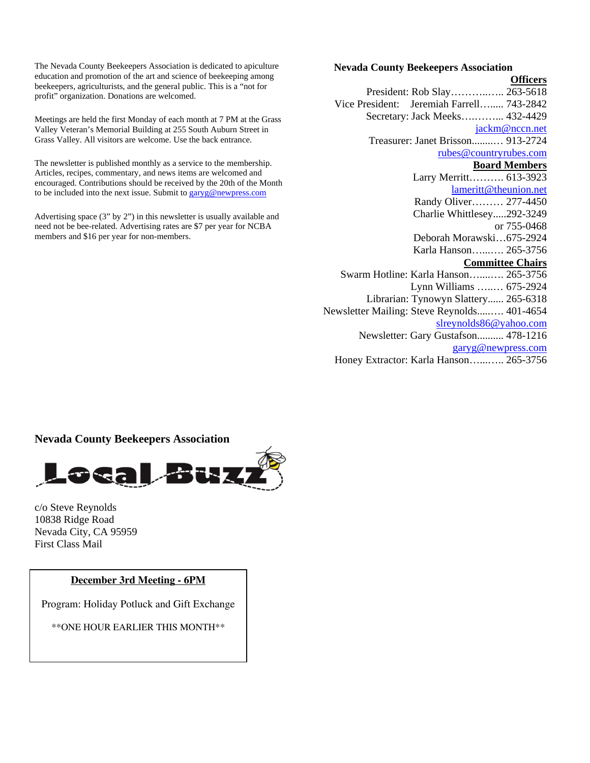The Nevada County Beekeepers Association is dedicated to apiculture education and promotion of the art and science of beekeeping among beekeepers, agriculturists, and the general public. This is a "not for profit" organization. Donations are welcomed.

Meetings are held the first Monday of each month at 7 PM at the Grass Valley Veteran's Memorial Building at 255 South Auburn Street in Grass Valley. All visitors are welcome. Use the back entrance.

The newsletter is published monthly as a service to the membership. Articles, recipes, commentary, and news items are welcomed and encouraged. Contributions should be received by the 20th of the Month to be included into the next issue. Submit to garyg@newpress.com

Advertising space (3" by 2") in this newsletter is usually available and need not be bee-related. Advertising rates are $7 per year for NCBA members and $16 per year for non-members.

**Nevada County Beekeepers Association**

**Officers**

President: Rob Slay………..….. 263-5618
Vice President: Jeremiah Farrell…..... 743-2842
Secretary: Jack Meeks….……... 432-4429
jackm@nccn.net
Treasurer: Janet Brisson.........… 913-2724
rubes@countryrubes.com

**Board Members**

Larry Merritt………. 613-3923
lameritt@theunion.net
Randy Oliver……… 277-4450
Charlie Whittlesey.....292-3249
or 755-0468
Deborah Morawski…675-2924
Karla Hanson…...…. 265-3756

**Committee Chairs**

Swarm Hotline: Karla Hanson….....…. 265-3756
Lynn Williams …..… 675-2924
Librarian: Tynowyn Slattery...... 265-6318
Newsletter Mailing: Steve Reynolds.....…. 401-4654
slreynolds86@yahoo.com
Newsletter: Gary Gustafson.......... 478-1216
garyg@newpress.com
Honey Extractor: Karla Hanson…...….. 265-3756

**Nevada County Beekeepers Association**

Local Buzz

c/o Steve Reynolds
10838 Ridge Road
Nevada City, CA 95959
First Class Mail

**December 3rd Meeting - 6PM**

Program: Holiday Potluck and Gift Exchange

**ONE HOUR EARLIER THIS MONTH**